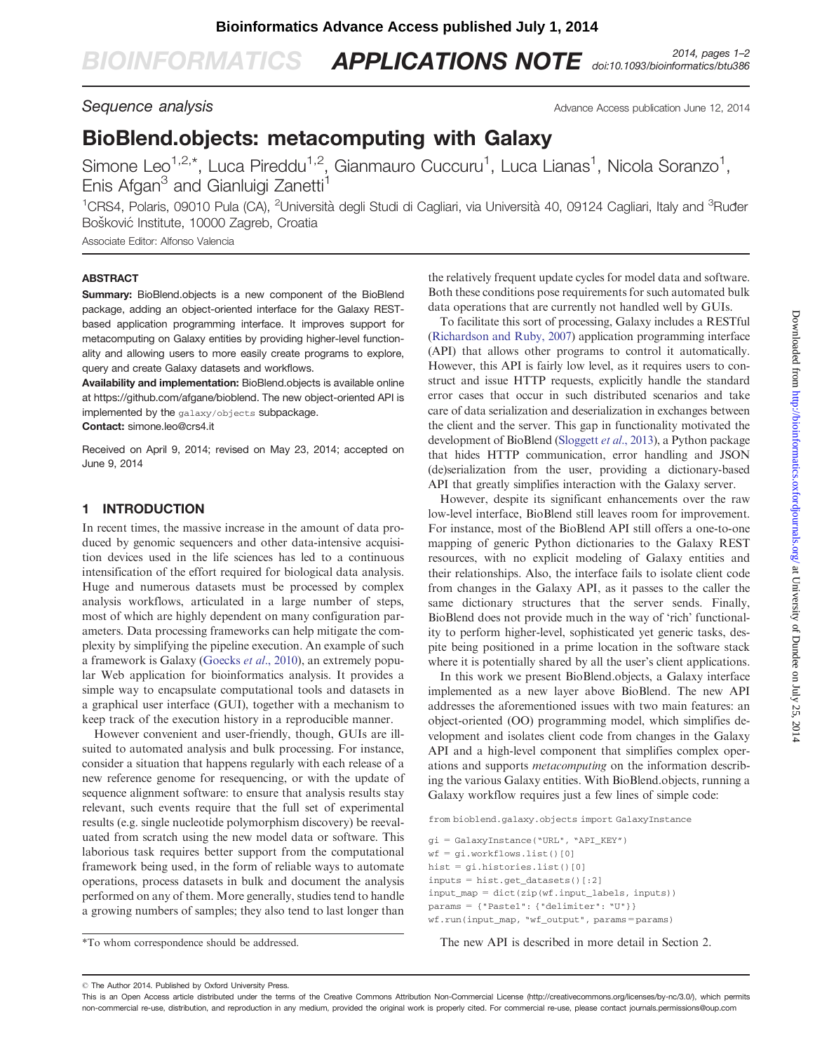# BioBlend.objects: metacomputing with Galaxy

Simone Leo[1,2,*], Luca Pireddu[1,2], Gianmauro Cuccuru[1], Luca Lianas[1], Nicola Soranzo[1], Enis Afgan[3] and Gianluigi Zanetti[1]

[1]CRS4, Polaris, 09010 Pula (CA), [2]Università degli Studi di Cagliari, via Università 40, 09124 Cagliari, Italy and [3]Ruđer Bošković Institute, 10000 Zagreb, Croatia

Associate Editor: Alfonso Valencia

## ABSTRACT

**Summary:** BioBlend.objects is a new component of the BioBlend package, adding an object-oriented interface for the Galaxy REST-based application programming interface. It improves support for metacomputing on Galaxy entities by providing higher-level functionality and allowing users to more easily create programs to explore, query and create Galaxy datasets and workflows.

**Availability and implementation:** BioBlend.objects is available online at https://github.com/afgane/bioblend. The new object-oriented API is implemented by the `galaxy/objects` subpackage.

**Contact:** simone.leo@crs4.it

Received on April 9, 2014; revised on May 23, 2014; accepted on June 9, 2014

## 1 INTRODUCTION

In recent times, the massive increase in the amount of data produced by genomic sequencers and other data-intensive acquisition devices used in the life sciences has led to a continuous intensification of the effort required for biological data analysis. Huge and numerous datasets must be processed by complex analysis workflows, articulated in a large number of steps, most of which are highly dependent on many configuration parameters. Data processing frameworks can help mitigate the complexity by simplifying the pipeline execution. An example of such a framework is Galaxy (Goecks *et al.*, 2010), an extremely popular Web application for bioinformatics analysis. It provides a simple way to encapsulate computational tools and datasets in a graphical user interface (GUI), together with a mechanism to keep track of the execution history in a reproducible manner.

However convenient and user-friendly, though, GUIs are ill-suited to automated analysis and bulk processing. For instance, consider a situation that happens regularly with each release of a new reference genome for resequencing, or with the update of sequence alignment software: to ensure that analysis results stay relevant, such events require that the full set of experimental results (e.g. single nucleotide polymorphism discovery) be reevaluated from scratch using the new model data or software. This laborious task requires better support from the computational framework being used, in the form of reliable ways to automate operations, process datasets in bulk and document the analysis performed on any of them. More generally, studies tend to handle a growing numbers of samples; they also tend to last longer than the relatively frequent update cycles for model data and software. Both these conditions pose requirements for such automated bulk data operations that are currently not handled well by GUIs.

To facilitate this sort of processing, Galaxy includes a RESTful (Richardson and Ruby, 2007) application programming interface (API) that allows other programs to control it automatically. However, this API is fairly low level, as it requires users to construct and issue HTTP requests, explicitly handle the standard error cases that occur in such distributed scenarios and take care of data serialization and deserialization in exchanges between the client and the server. This gap in functionality motivated the development of BioBlend (Sloggett *et al.*, 2013), a Python package that hides HTTP communication, error handling and JSON (de)serialization from the user, providing a dictionary-based API that greatly simplifies interaction with the Galaxy server.

However, despite its significant enhancements over the raw low-level interface, BioBlend still leaves room for improvement. For instance, most of the BioBlend API still offers a one-to-one mapping of generic Python dictionaries to the Galaxy REST resources, with no explicit modeling of Galaxy entities and their relationships. Also, the interface fails to isolate client code from changes in the Galaxy API, as it passes to the caller the same dictionary structures that the server sends. Finally, BioBlend does not provide much in the way of 'rich' functionality to perform higher-level, sophisticated yet generic tasks, despite being positioned in a prime location in the software stack where it is potentially shared by all the user's client applications.

In this work we present BioBlend.objects, a Galaxy interface implemented as a new layer above BioBlend. The new API addresses the aforementioned issues with two main features: an object-oriented (OO) programming model, which simplifies development and isolates client code from changes in the Galaxy API and a high-level component that simplifies complex operations and supports *metacomputing* on the information describing the various Galaxy entities. With BioBlend.objects, running a Galaxy workflow requires just a few lines of simple code:

```
from bioblend.galaxy.objects import GalaxyInstance

gi = GalaxyInstance("URL", "API_KEY")
wf = gi.workflows.list()[0]
hist = gi.histories.list()[0]
inputs = hist.get_datasets()[:2]
input_map = dict(zip(wf.input_labels, inputs))
params = {"Paste1": {"delimiter": "U"}}
wf.run(input_map, "wf_output", params=params)
```

The new API is described in more detail in Section 2.

*To whom correspondence should be addressed.

© The Author 2014. Published by Oxford University Press.

This is an Open Access article distributed under the terms of the Creative Commons Attribution Non-Commercial License (http://creativecommons.org/licenses/by-nc/3.0/), which permits non-commercial re-use, distribution, and reproduction in any medium, provided the original work is properly cited. For commercial re-use, please contact journals.permissions@oup.com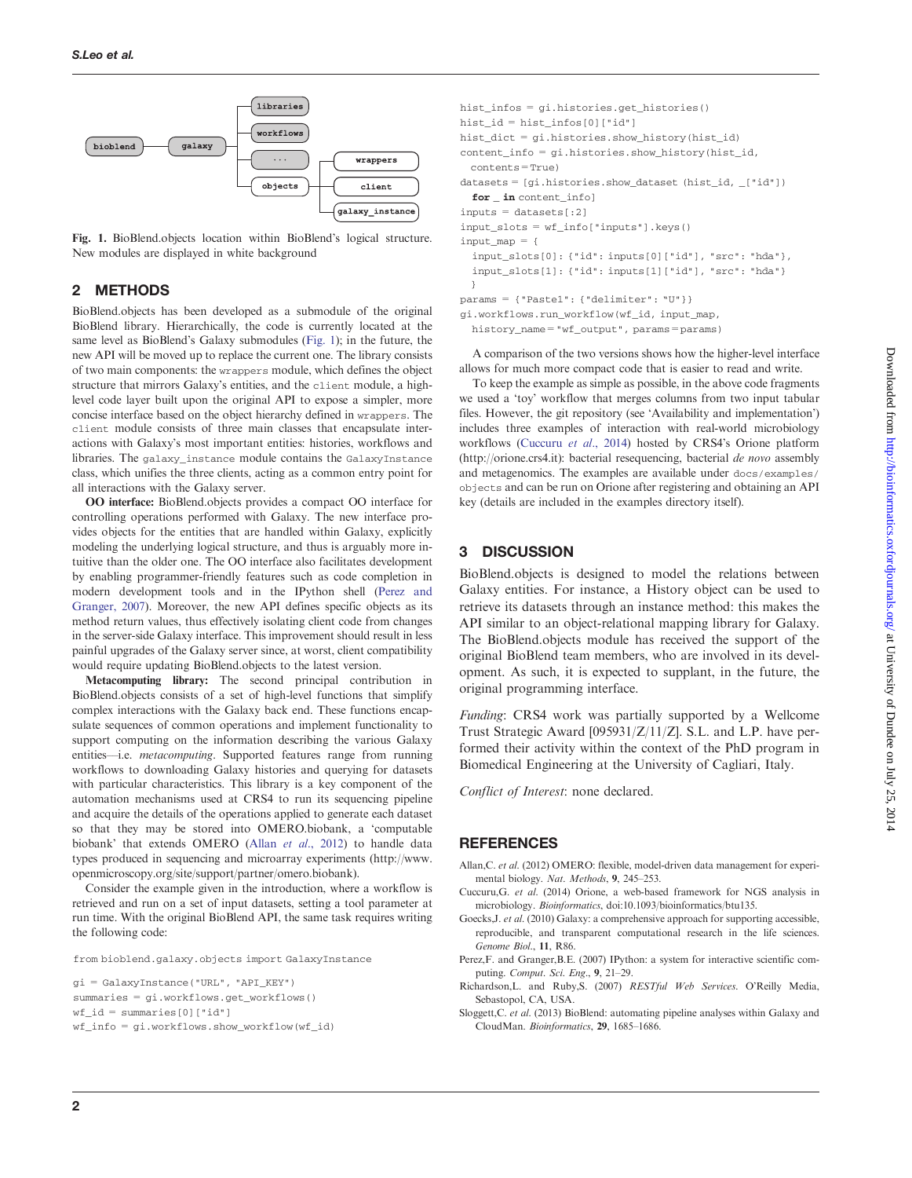Fig. 1. BioBlend.objects location within BioBlend's logical structure. New modules are displayed in white background

## 2 METHODS

BioBlend.objects has been developed as a submodule of the original BioBlend library. Hierarchically, the code is currently located at the same level as BioBlend's Galaxy submodules (Fig. 1); in the future, the new API will be moved up to replace the current one. The library consists of two main components: the `wrappers` module, which defines the object structure that mirrors Galaxy's entities, and the `client` module, a high-level code layer built upon the original API to expose a simpler, more concise interface based on the object hierarchy defined in `wrappers`. The `client` module consists of three main classes that encapsulate interactions with Galaxy's most important entities: histories, workflows and libraries. The `galaxy_instance` module contains the `GalaxyInstance` class, which unifies the three clients, acting as a common entry point for all interactions with the Galaxy server.

**OO interface:** BioBlend.objects provides a compact OO interface for controlling operations performed with Galaxy. The new interface provides objects for the entities that are handled within Galaxy, explicitly modeling the underlying logical structure, and thus is arguably more intuitive than the older one. The OO interface also facilitates development by enabling programmer-friendly features such as code completion in modern development tools and in the IPython shell (Perez and Granger, 2007). Moreover, the new API defines specific objects as its method return values, thus effectively isolating client code from changes in the server-side Galaxy interface. This improvement should result in less painful upgrades of the Galaxy server since, at worst, client compatibility would require updating BioBlend.objects to the latest version.

**Metacomputing library:** The second principal contribution in BioBlend.objects consists of a set of high-level functions that simplify complex interactions with the Galaxy back end. These functions encapsulate sequences of common operations and implement functionality to support computing on the information describing the various Galaxy entities—i.e. *metacomputing*. Supported features range from running workflows to downloading Galaxy histories and querying for datasets with particular characteristics. This library is a key component of the automation mechanisms used at CRS4 to run its sequencing pipeline and acquire the details of the operations applied to generate each dataset so that they may be stored into OMERO.biobank, a 'computable biobank' that extends OMERO (Allan *et al.*, 2012) to handle data types produced in sequencing and microarray experiments (http://www.openmicroscopy.org/site/support/partner/omero.biobank).

Consider the example given in the introduction, where a workflow is retrieved and run on a set of input datasets, setting a tool parameter at run time. With the original BioBlend API, the same task requires writing the following code:

```
from bioblend.galaxy.objects import GalaxyInstance

gi = GalaxyInstance("URL", "API_KEY")
summaries = gi.workflows.get_workflows()
wf_id = summaries[0]["id"]
wf_info = gi.workflows.show_workflow(wf_id)
hist_infos = gi.histories.get_histories()
hist_id = hist_infos[0]["id"]
hist_dict = gi.histories.show_history(hist_id)
content_info = gi.histories.show_history(hist_id,
  contents=True)
datasets = [gi.histories.show_dataset (hist_id, _["id"])
  for _ in content_info]
inputs = datasets[:2]
input_slots = wf_info["inputs"].keys()
input_map = {
  input_slots[0]: {"id": inputs[0]["id"], "src": "hda"},
  input_slots[1]: {"id": inputs[1]["id"], "src": "hda"}
  }
params = {"Paste1": {"delimiter": "U"}}
gi.workflows.run_workflow(wf_id, input_map,
  history_name="wf_output", params=params)
```

A comparison of the two versions shows how the higher-level interface allows for much more compact code that is easier to read and write.

To keep the example as simple as possible, in the above code fragments we used a 'toy' workflow that merges columns from two input tabular files. However, the git repository (see 'Availability and implementation') includes three examples of interaction with real-world microbiology workflows (Cuccuru *et al.*, 2014) hosted by CRS4's Orione platform (http://orione.crs4.it): bacterial resequencing, bacterial *de novo* assembly and metagenomics. The examples are available under `docs/examples/objects` and can be run on Orione after registering and obtaining an API key (details are included in the examples directory itself).

## 3 DISCUSSION

BioBlend.objects is designed to model the relations between Galaxy entities. For instance, a History object can be used to retrieve its datasets through an instance method: this makes the API similar to an object-relational mapping library for Galaxy. The BioBlend.objects module has received the support of the original BioBlend team members, who are involved in its development. As such, it is expected to supplant, in the future, the original programming interface.

*Funding*: CRS4 work was partially supported by a Wellcome Trust Strategic Award [095931/Z/11/Z]. S.L. and L.P. have performed their activity within the context of the PhD program in Biomedical Engineering at the University of Cagliari, Italy.

*Conflict of Interest*: none declared.

## REFERENCES

Allan,C. *et al.* (2012) OMERO: flexible, model-driven data management for experimental biology. *Nat. Methods*, **9**, 245–253.

Cuccuru,G. *et al.* (2014) Orione, a web-based framework for NGS analysis in microbiology. *Bioinformatics*, doi:10.1093/bioinformatics/btu135.

Goecks,J. *et al.* (2010) Galaxy: a comprehensive approach for supporting accessible, reproducible, and transparent computational research in the life sciences. *Genome Biol.*, **11**, R86.

Perez,F. and Granger,B.E. (2007) IPython: a system for interactive scientific computing. *Comput. Sci. Eng.*, **9**, 21–29.

Richardson,L. and Ruby,S. (2007) *RESTful Web Services*. O'Reilly Media, Sebastopol, CA, USA.

Sloggett,C. *et al.* (2013) BioBlend: automating pipeline analyses within Galaxy and CloudMan. *Bioinformatics*, **29**, 1685–1686.